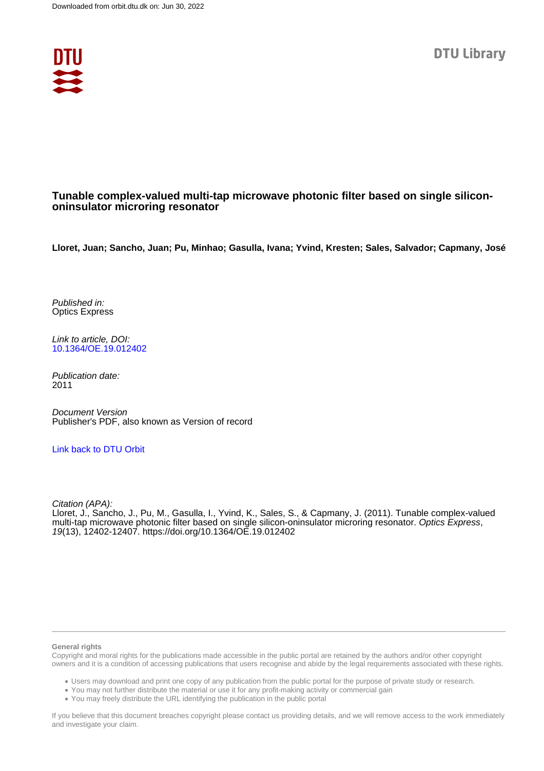Downloaded from orbit.dtu.dk on: Jun 30, 2022

DTU Library

# Tunable complex-valued multi-tap microwave photonic filter based on single silicon-oninsulator microring resonator

**Lloret, Juan; Sancho, Juan; Pu, Minhao; Gasulla, Ivana; Yvind, Kresten; Sales, Salvador; Capmany, José**

*Published in:*
Optics Express

*Link to article, DOI:*
10.1364/OE.19.012402

*Publication date:*
2011

*Document Version*
Publisher's PDF, also known as Version of record

Link back to DTU Orbit

*Citation (APA):*
Lloret, J., Sancho, J., Pu, M., Gasulla, I., Yvind, K., Sales, S., & Capmany, J. (2011). Tunable complex-valued multi-tap microwave photonic filter based on single silicon-oninsulator microring resonator. *Optics Express*, *19*(13), 12402-12407. https://doi.org/10.1364/OE.19.012402

**General rights**

Copyright and moral rights for the publications made accessible in the public portal are retained by the authors and/or other copyright owners and it is a condition of accessing publications that users recognise and abide by the legal requirements associated with these rights.

- Users may download and print one copy of any publication from the public portal for the purpose of private study or research.
- You may not further distribute the material or use it for any profit-making activity or commercial gain
- You may freely distribute the URL identifying the publication in the public portal

If you believe that this document breaches copyright please contact us providing details, and we will remove access to the work immediately and investigate your claim.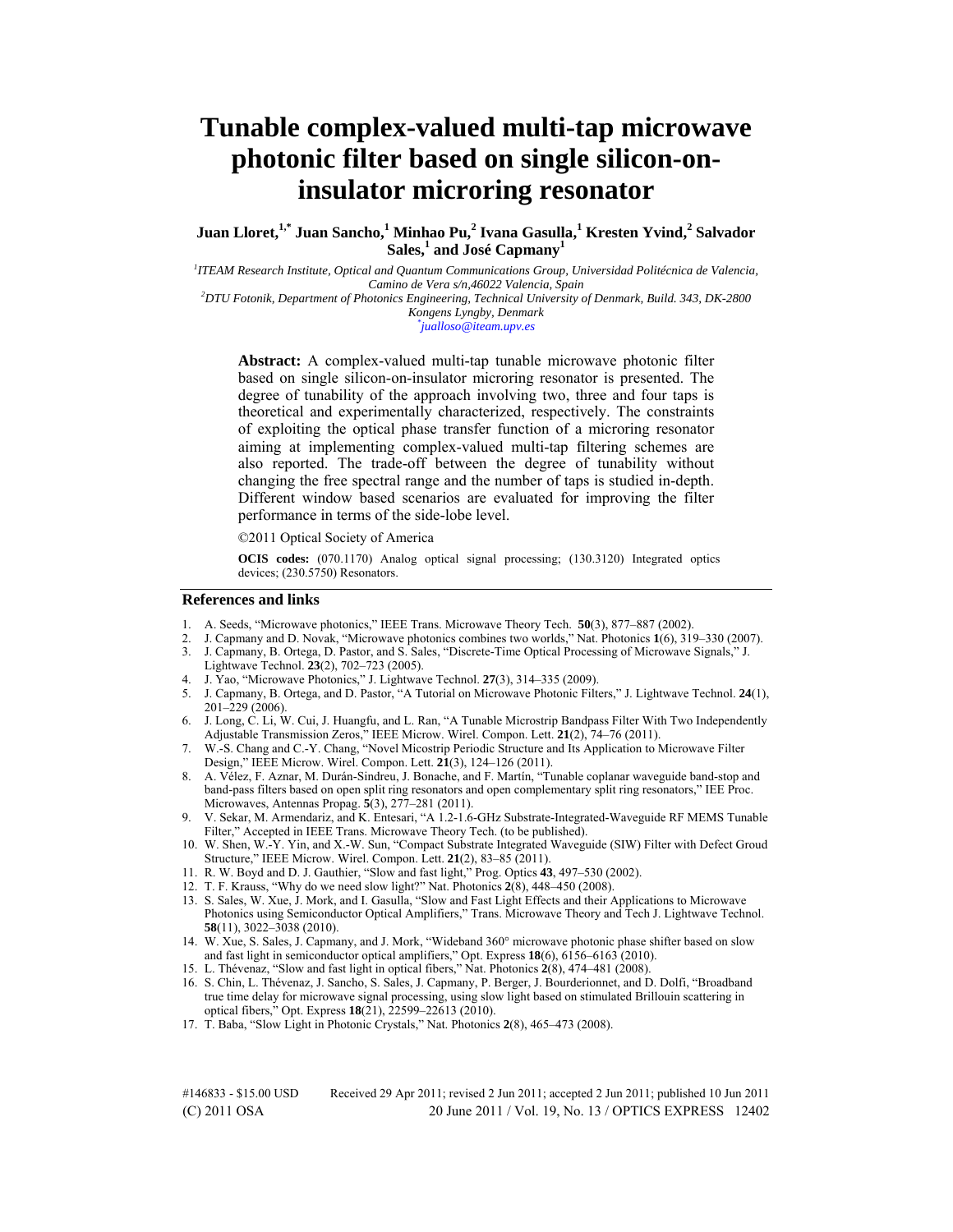# Tunable complex-valued multi-tap microwave photonic filter based on single silicon-on-insulator microring resonator

**Juan Lloret,[1,*] Juan Sancho,[1] Minhao Pu,[2] Ivana Gasulla,[1] Kresten Yvind,[2] Salvador Sales,[1] and José Capmany[1]**

*[1]ITEAM Research Institute, Optical and Quantum Communications Group, Universidad Politécnica de Valencia, Camino de Vera s/n,46022 Valencia, Spain*
*[2]DTU Fotonik, Department of Photonics Engineering, Technical University of Denmark, Build. 343, DK-2800 Kongens Lyngby, Denmark*
*[*]jualloso@iteam.upv.es*

**Abstract:** A complex-valued multi-tap tunable microwave photonic filter based on single silicon-on-insulator microring resonator is presented. The degree of tunability of the approach involving two, three and four taps is theoretical and experimentally characterized, respectively. The constraints of exploiting the optical phase transfer function of a microring resonator aiming at implementing complex-valued multi-tap filtering schemes are also reported. The trade-off between the degree of tunability without changing the free spectral range and the number of taps is studied in-depth. Different window based scenarios are evaluated for improving the filter performance in terms of the side-lobe level.

©2011 Optical Society of America

**OCIS codes:** (070.1170) Analog optical signal processing; (130.3120) Integrated optics devices; (230.5750) Resonators.

## References and links

1. A. Seeds, "Microwave photonics," IEEE Trans. Microwave Theory Tech. **50**(3), 877–887 (2002).
2. J. Capmany and D. Novak, "Microwave photonics combines two worlds," Nat. Photonics **1**(6), 319–330 (2007).
3. J. Capmany, B. Ortega, D. Pastor, and S. Sales, "Discrete-Time Optical Processing of Microwave Signals," J. Lightwave Technol. **23**(2), 702–723 (2005).
4. J. Yao, "Microwave Photonics," J. Lightwave Technol. **27**(3), 314–335 (2009).
5. J. Capmany, B. Ortega, and D. Pastor, "A Tutorial on Microwave Photonic Filters," J. Lightwave Technol. **24**(1), 201–229 (2006).
6. J. Long, C. Li, W. Cui, J. Huangfu, and L. Ran, "A Tunable Microstrip Bandpass Filter With Two Independently Adjustable Transmission Zeros," IEEE Microw. Wirel. Compon. Lett. **21**(2), 74–76 (2011).
7. W.-S. Chang and C.-Y. Chang, "Novel Micostrip Periodic Structure and Its Application to Microwave Filter Design," IEEE Microw. Wirel. Compon. Lett. **21**(3), 124–126 (2011).
8. A. Vélez, F. Aznar, M. Durán-Sindreu, J. Bonache, and F. Martín, "Tunable coplanar waveguide band-stop and band-pass filters based on open split ring resonators and open complementary split ring resonators," IEE Proc. Microwaves, Antennas Propag. **5**(3), 277–281 (2011).
9. V. Sekar, M. Armendariz, and K. Entesari, "A 1.2-1.6-GHz Substrate-Integrated-Waveguide RF MEMS Tunable Filter," Accepted in IEEE Trans. Microwave Theory Tech. (to be published).
10. W. Shen, W.-Y. Yin, and X.-W. Sun, "Compact Substrate Integrated Waveguide (SIW) Filter with Defect Groud Structure," IEEE Microw. Wirel. Compon. Lett. **21**(2), 83–85 (2011).
11. R. W. Boyd and D. J. Gauthier, "Slow and fast light," Prog. Optics **43**, 497–530 (2002).
12. T. F. Krauss, "Why do we need slow light?" Nat. Photonics **2**(8), 448–450 (2008).
13. S. Sales, W. Xue, J. Mork, and I. Gasulla, "Slow and Fast Light Effects and their Applications to Microwave Photonics using Semiconductor Optical Amplifiers," Trans. Microwave Theory and Tech J. Lightwave Technol. **58**(11), 3022–3038 (2010).
14. W. Xue, S. Sales, J. Capmany, and J. Mork, "Wideband 360° microwave photonic phase shifter based on slow and fast light in semiconductor optical amplifiers," Opt. Express **18**(6), 6156–6163 (2010).
15. L. Thévenaz, "Slow and fast light in optical fibers," Nat. Photonics **2**(8), 474–481 (2008).
16. S. Chin, L. Thévenaz, J. Sancho, S. Sales, J. Capmany, P. Berger, J. Bourderionnet, and D. Dolfi, "Broadband true time delay for microwave signal processing, using slow light based on stimulated Brillouin scattering in optical fibers," Opt. Express **18**(21), 22599–22613 (2010).
17. T. Baba, "Slow Light in Photonic Crystals," Nat. Photonics **2**(8), 465–473 (2008).

#146833 - $15.00 USD Received 29 Apr 2011; revised 2 Jun 2011; accepted 2 Jun 2011; published 10 Jun 2011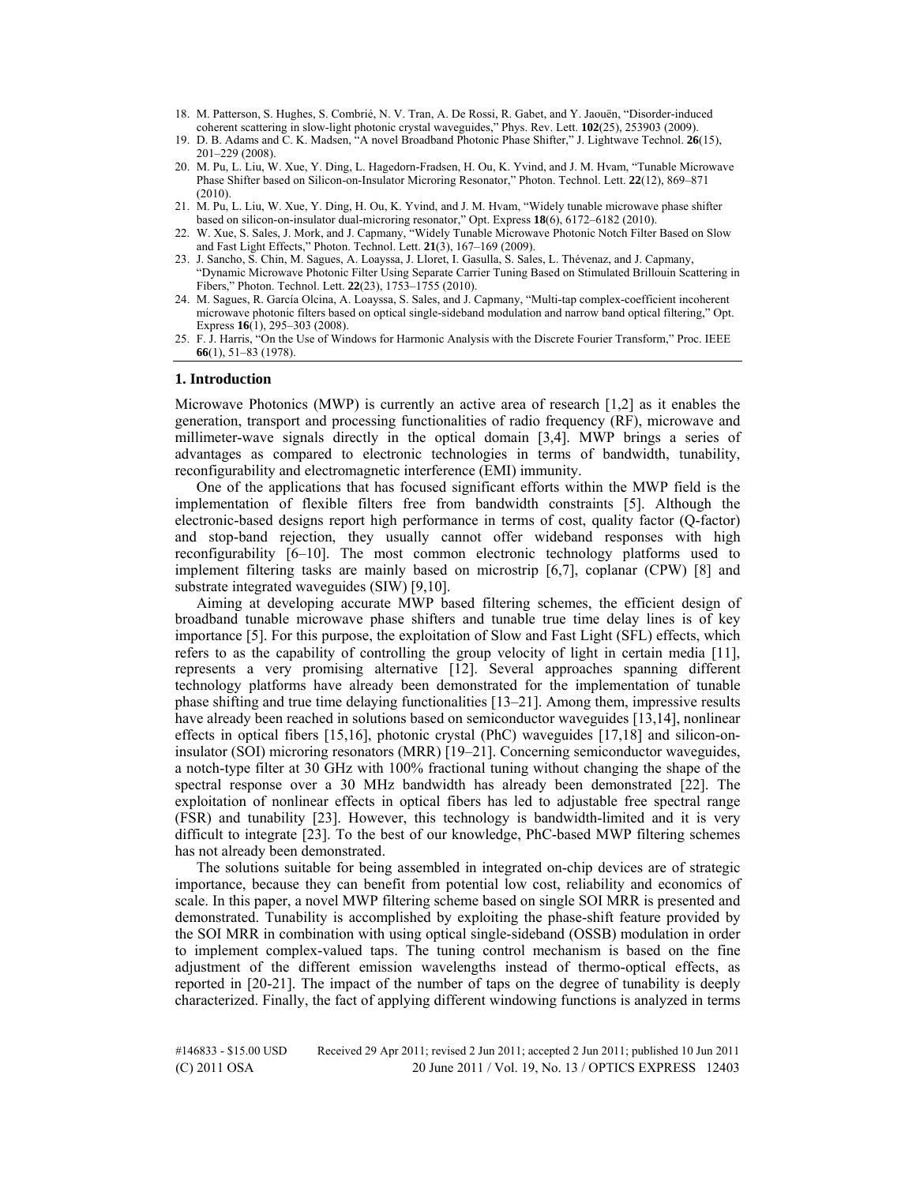18. M. Patterson, S. Hughes, S. Combrié, N. V. Tran, A. De Rossi, R. Gabet, and Y. Jaouën, "Disorder-induced coherent scattering in slow-light photonic crystal waveguides," Phys. Rev. Lett. **102**(25), 253903 (2009).
19. D. B. Adams and C. K. Madsen, "A novel Broadband Photonic Phase Shifter," J. Lightwave Technol. **26**(15), 201–229 (2008).
20. M. Pu, L. Liu, W. Xue, Y. Ding, L. Hagedorn-Fradsen, H. Ou, K. Yvind, and J. M. Hvam, "Tunable Microwave Phase Shifter based on Silicon-on-Insulator Microring Resonator," Photon. Technol. Lett. **22**(12), 869–871 (2010).
21. M. Pu, L. Liu, W. Xue, Y. Ding, H. Ou, K. Yvind, and J. M. Hvam, "Widely tunable microwave phase shifter based on silicon-on-insulator dual-microring resonator," Opt. Express **18**(6), 6172–6182 (2010).
22. W. Xue, S. Sales, J. Mork, and J. Capmany, "Widely Tunable Microwave Photonic Notch Filter Based on Slow and Fast Light Effects," Photon. Technol. Lett. **21**(3), 167–169 (2009).
23. J. Sancho, S. Chin, M. Sagues, A. Loayssa, J. Lloret, I. Gasulla, S. Sales, L. Thévenaz, and J. Capmany, "Dynamic Microwave Photonic Filter Using Separate Carrier Tuning Based on Stimulated Brillouin Scattering in Fibers," Photon. Technol. Lett. **22**(23), 1753–1755 (2010).
24. M. Sagues, R. García Olcina, A. Loayssa, S. Sales, and J. Capmany, "Multi-tap complex-coefficient incoherent microwave photonic filters based on optical single-sideband modulation and narrow band optical filtering," Opt. Express **16**(1), 295–303 (2008).
25. F. J. Harris, "On the Use of Windows for Harmonic Analysis with the Discrete Fourier Transform," Proc. IEEE **66**(1), 51–83 (1978).

## 1. Introduction

Microwave Photonics (MWP) is currently an active area of research [1,2] as it enables the generation, transport and processing functionalities of radio frequency (RF), microwave and millimeter-wave signals directly in the optical domain [3,4]. MWP brings a series of advantages as compared to electronic technologies in terms of bandwidth, tunability, reconfigurability and electromagnetic interference (EMI) immunity.

One of the applications that has focused significant efforts within the MWP field is the implementation of flexible filters free from bandwidth constraints [5]. Although the electronic-based designs report high performance in terms of cost, quality factor (Q-factor) and stop-band rejection, they usually cannot offer wideband responses with high reconfigurability [6–10]. The most common electronic technology platforms used to implement filtering tasks are mainly based on microstrip [6,7], coplanar (CPW) [8] and substrate integrated waveguides (SIW) [9,10].

Aiming at developing accurate MWP based filtering schemes, the efficient design of broadband tunable microwave phase shifters and tunable true time delay lines is of key importance [5]. For this purpose, the exploitation of Slow and Fast Light (SFL) effects, which refers to as the capability of controlling the group velocity of light in certain media [11], represents a very promising alternative [12]. Several approaches spanning different technology platforms have already been demonstrated for the implementation of tunable phase shifting and true time delaying functionalities [13–21]. Among them, impressive results have already been reached in solutions based on semiconductor waveguides [13,14], nonlinear effects in optical fibers [15,16], photonic crystal (PhC) waveguides [17,18] and silicon-on-insulator (SOI) microring resonators (MRR) [19–21]. Concerning semiconductor waveguides, a notch-type filter at 30 GHz with 100% fractional tuning without changing the shape of the spectral response over a 30 MHz bandwidth has already been demonstrated [22]. The exploitation of nonlinear effects in optical fibers has led to adjustable free spectral range (FSR) and tunability [23]. However, this technology is bandwidth-limited and it is very difficult to integrate [23]. To the best of our knowledge, PhC-based MWP filtering schemes has not already been demonstrated.

The solutions suitable for being assembled in integrated on-chip devices are of strategic importance, because they can benefit from potential low cost, reliability and economics of scale. In this paper, a novel MWP filtering scheme based on single SOI MRR is presented and demonstrated. Tunability is accomplished by exploiting the phase-shift feature provided by the SOI MRR in combination with using optical single-sideband (OSSB) modulation in order to implement complex-valued taps. The tuning control mechanism is based on the fine adjustment of the different emission wavelengths instead of thermo-optical effects, as reported in [20-21]. The impact of the number of taps on the degree of tunability is deeply characterized. Finally, the fact of applying different windowing functions is analyzed in terms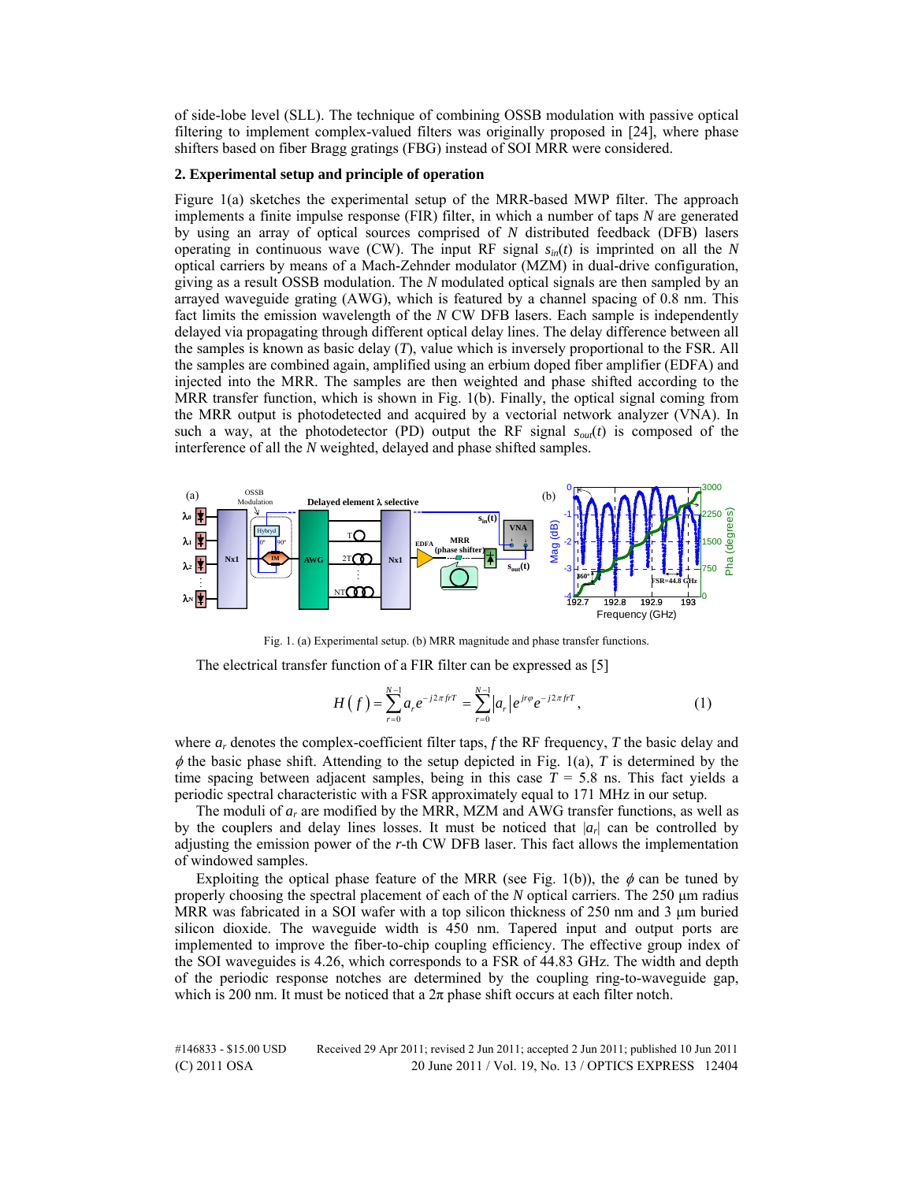of side-lobe level (SLL). The technique of combining OSSB modulation with passive optical filtering to implement complex-valued filters was originally proposed in [24], where phase shifters based on fiber Bragg gratings (FBG) instead of SOI MRR were considered.

## 2. Experimental setup and principle of operation

Figure 1(a) sketches the experimental setup of the MRR-based MWP filter. The approach implements a finite impulse response (FIR) filter, in which a number of taps $N$ are generated by using an array of optical sources comprised of $N$ distributed feedback (DFB) lasers operating in continuous wave (CW). The input RF signal $s_{in}(t)$ is imprinted on all the $N$ optical carriers by means of a Mach-Zehnder modulator (MZM) in dual-drive configuration, giving as a result OSSB modulation. The $N$ modulated optical signals are then sampled by an arrayed waveguide grating (AWG), which is featured by a channel spacing of 0.8 nm. This fact limits the emission wavelength of the $N$ CW DFB lasers. Each sample is independently delayed via propagating through different optical delay lines. The delay difference between all the samples is known as basic delay ($T$), value which is inversely proportional to the FSR. All the samples are combined again, amplified using an erbium doped fiber amplifier (EDFA) and injected into the MRR. The samples are then weighted and phase shifted according to the MRR transfer function, which is shown in Fig. 1(b). Finally, the optical signal coming from the MRR output is photodetected and acquired by a vectorial network analyzer (VNA). In such a way, at the photodetector (PD) output the RF signal $s_{out}(t)$ is composed of the interference of all the $N$ weighted, delayed and phase shifted samples.

Fig. 1. (a) Experimental setup. (b) MRR magnitude and phase transfer functions.

The electrical transfer function of a FIR filter can be expressed as [5]

$$H(f) = \sum_{r=0}^{N-1} a_r e^{-j2\pi frT} = \sum_{r=0}^{N-1} |a_r| e^{jr\varphi} e^{-j2\pi frT}, \tag{1}$$

where $a_r$ denotes the complex-coefficient filter taps, $f$ the RF frequency, $T$ the basic delay and $\phi$ the basic phase shift. Attending to the setup depicted in Fig. 1(a), $T$ is determined by the time spacing between adjacent samples, being in this case $T$ = 5.8 ns. This fact yields a periodic spectral characteristic with a FSR approximately equal to 171 MHz in our setup.

The moduli of $a_r$ are modified by the MRR, MZM and AWG transfer functions, as well as by the couplers and delay lines losses. It must be noticed that $|a_r|$ can be controlled by adjusting the emission power of the $r$-th CW DFB laser. This fact allows the implementation of windowed samples.

Exploiting the optical phase feature of the MRR (see Fig. 1(b)), the $\phi$ can be tuned by properly choosing the spectral placement of each of the $N$ optical carriers. The 250 μm radius MRR was fabricated in a SOI wafer with a top silicon thickness of 250 nm and 3 μm buried silicon dioxide. The waveguide width is 450 nm. Tapered input and output ports are implemented to improve the fiber-to-chip coupling efficiency. The effective group index of the SOI waveguides is 4.26, which corresponds to a FSR of 44.83 GHz. The width and depth of the periodic response notches are determined by the coupling ring-to-waveguide gap, which is 200 nm. It must be noticed that a 2π phase shift occurs at each filter notch.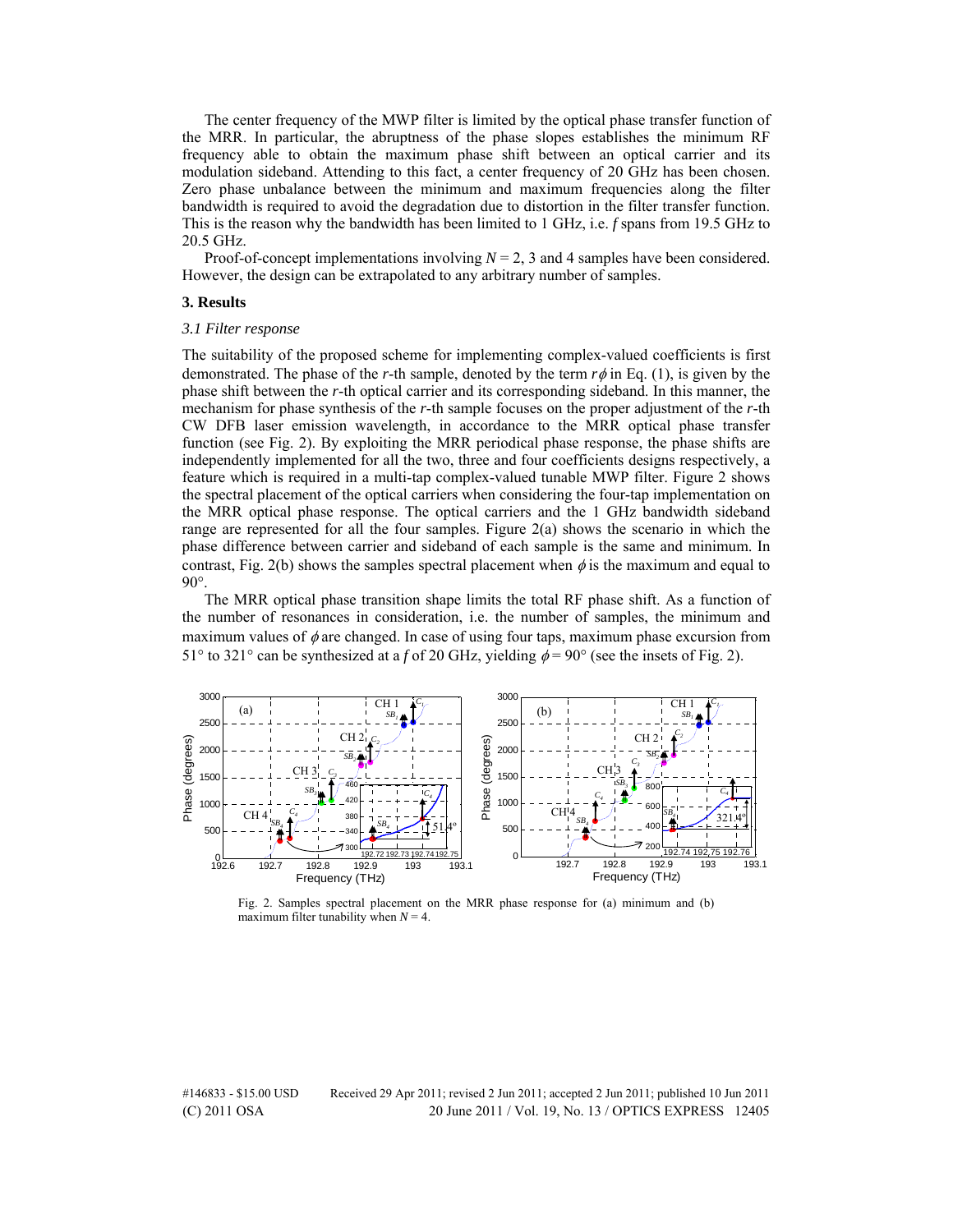The center frequency of the MWP filter is limited by the optical phase transfer function of the MRR. In particular, the abruptness of the phase slopes establishes the minimum RF frequency able to obtain the maximum phase shift between an optical carrier and its modulation sideband. Attending to this fact, a center frequency of 20 GHz has been chosen. Zero phase unbalance between the minimum and maximum frequencies along the filter bandwidth is required to avoid the degradation due to distortion in the filter transfer function. This is the reason why the bandwidth has been limited to 1 GHz, i.e. $f$ spans from 19.5 GHz to 20.5 GHz.

Proof-of-concept implementations involving $N = 2$, 3 and 4 samples have been considered. However, the design can be extrapolated to any arbitrary number of samples.

## 3. Results

### *3.1 Filter response*

The suitability of the proposed scheme for implementing complex-valued coefficients is first demonstrated. The phase of the $r$-th sample, denoted by the term $r\phi$ in Eq. (1), is given by the phase shift between the $r$-th optical carrier and its corresponding sideband. In this manner, the mechanism for phase synthesis of the $r$-th sample focuses on the proper adjustment of the $r$-th CW DFB laser emission wavelength, in accordance to the MRR optical phase transfer function (see Fig. 2). By exploiting the MRR periodical phase response, the phase shifts are independently implemented for all the two, three and four coefficients designs respectively, a feature which is required in a multi-tap complex-valued tunable MWP filter. Figure 2 shows the spectral placement of the optical carriers when considering the four-tap implementation on the MRR optical phase response. The optical carriers and the 1 GHz bandwidth sideband range are represented for all the four samples. Figure 2(a) shows the scenario in which the phase difference between carrier and sideband of each sample is the same and minimum. In contrast, Fig. 2(b) shows the samples spectral placement when $\phi$ is the maximum and equal to 90°.

The MRR optical phase transition shape limits the total RF phase shift. As a function of the number of resonances in consideration, i.e. the number of samples, the minimum and maximum values of $\phi$ are changed. In case of using four taps, maximum phase excursion from 51° to 321° can be synthesized at a $f$ of 20 GHz, yielding $\phi = 90°$ (see the insets of Fig. 2).

Fig. 2. Samples spectral placement on the MRR phase response for (a) minimum and (b) maximum filter tunability when $N = 4$.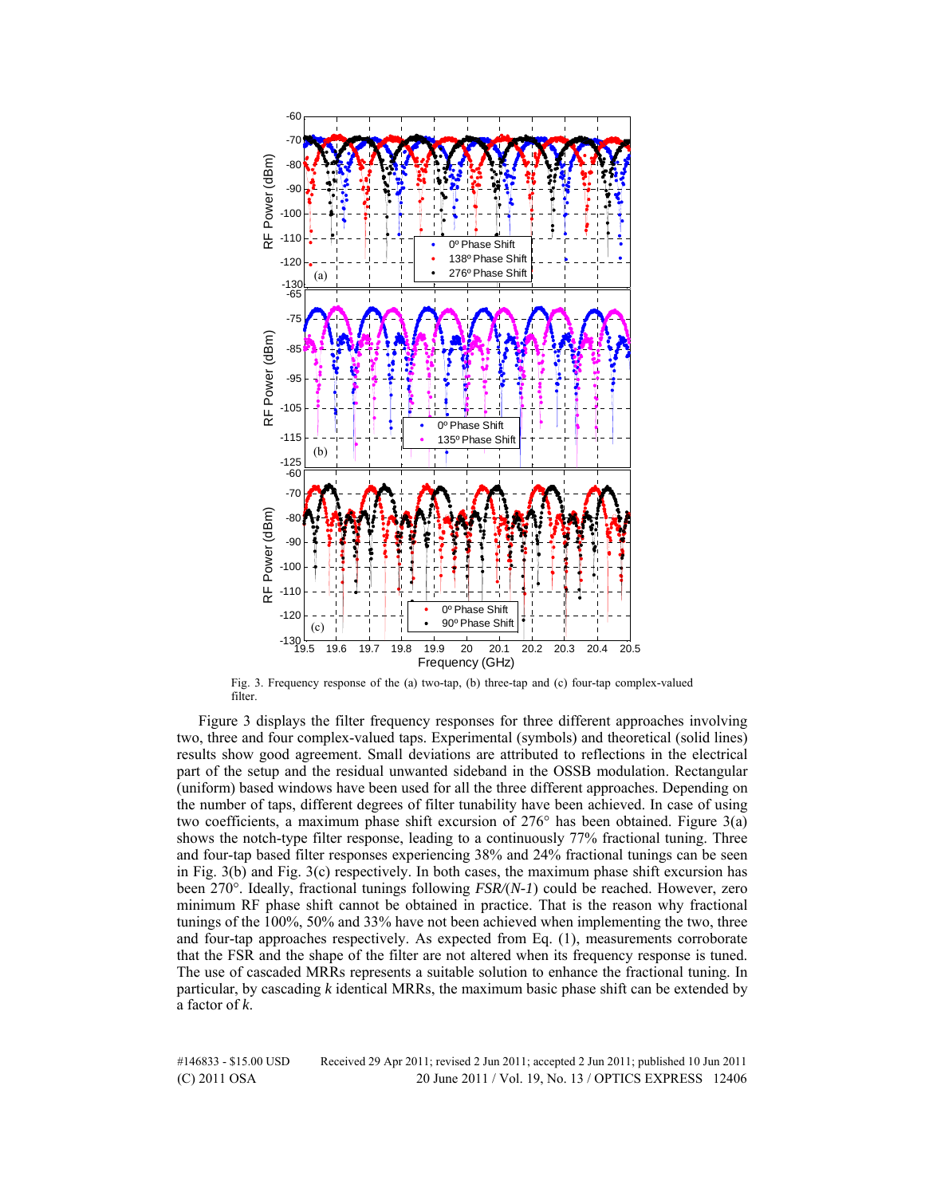Fig. 3. Frequency response of the (a) two-tap, (b) three-tap and (c) four-tap complex-valued filter.

Figure 3 displays the filter frequency responses for three different approaches involving two, three and four complex-valued taps. Experimental (symbols) and theoretical (solid lines) results show good agreement. Small deviations are attributed to reflections in the electrical part of the setup and the residual unwanted sideband in the OSSB modulation. Rectangular (uniform) based windows have been used for all the three different approaches. Depending on the number of taps, different degrees of filter tunability have been achieved. In case of using two coefficients, a maximum phase shift excursion of 276° has been obtained. Figure 3(a) shows the notch-type filter response, leading to a continuously 77% fractional tuning. Three and four-tap based filter responses experiencing 38% and 24% fractional tunings can be seen in Fig. 3(b) and Fig. 3(c) respectively. In both cases, the maximum phase shift excursion has been 270°. Ideally, fractional tunings following *FSR/*($N$*-1*) could be reached. However, zero minimum RF phase shift cannot be obtained in practice. That is the reason why fractional tunings of the 100%, 50% and 33% have not been achieved when implementing the two, three and four-tap approaches respectively. As expected from Eq. (1), measurements corroborate that the FSR and the shape of the filter are not altered when its frequency response is tuned. The use of cascaded MRRs represents a suitable solution to enhance the fractional tuning. In particular, by cascading $k$ identical MRRs, the maximum basic phase shift can be extended by a factor of $k$.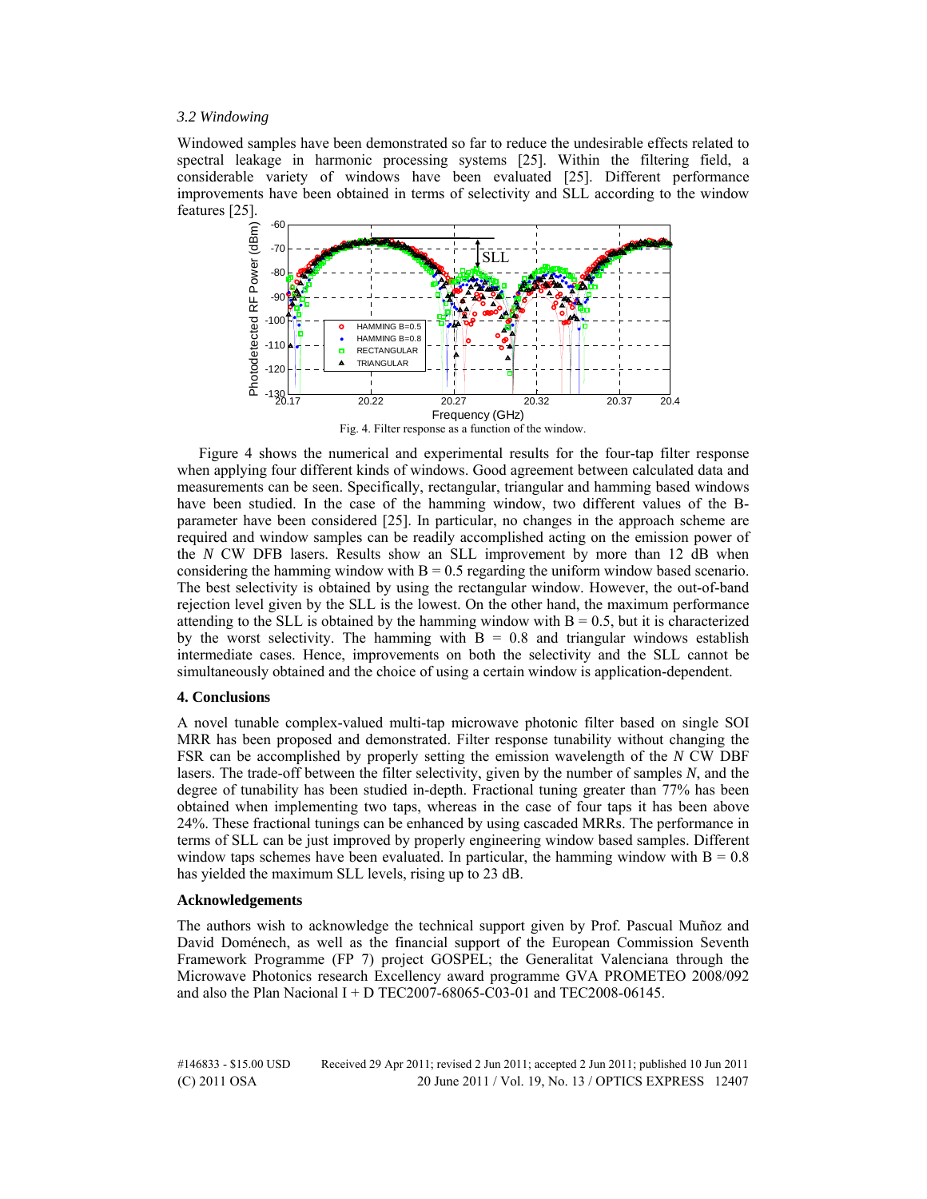### 3.2 Windowing

Windowed samples have been demonstrated so far to reduce the undesirable effects related to spectral leakage in harmonic processing systems [25]. Within the filtering field, a considerable variety of windows have been evaluated [25]. Different performance improvements have been obtained in terms of selectivity and SLL according to the window features [25].

-60
-70
-80
-90
-100
-110
-120
-130
Photodetected RF Power (dBm)
20.17
20.22
20.27
20.32
20.37
20.4
Frequency (GHz)
SLL
HAMMING B=0.5
HAMMING B=0.8
RECTANGULAR
TRIANGULAR

Fig. 4. Filter response as a function of the window.

Figure 4 shows the numerical and experimental results for the four-tap filter response when applying four different kinds of windows. Good agreement between calculated data and measurements can be seen. Specifically, rectangular, triangular and hamming based windows have been studied. In the case of the hamming window, two different values of the B-parameter have been considered [25]. In particular, no changes in the approach scheme are required and window samples can be readily accomplished acting on the emission power of the *N* CW DFB lasers. Results show an SLL improvement by more than 12 dB when considering the hamming window with $B = 0.5$ regarding the uniform window based scenario. The best selectivity is obtained by using the rectangular window. However, the out-of-band rejection level given by the SLL is the lowest. On the other hand, the maximum performance attending to the SLL is obtained by the hamming window with $B = 0.5$, but it is characterized by the worst selectivity. The hamming with $B = 0.8$ and triangular windows establish intermediate cases. Hence, improvements on both the selectivity and the SLL cannot be simultaneously obtained and the choice of using a certain window is application-dependent.

## 4. Conclusions

A novel tunable complex-valued multi-tap microwave photonic filter based on single SOI MRR has been proposed and demonstrated. Filter response tunability without changing the FSR can be accomplished by properly setting the emission wavelength of the *N* CW DBF lasers. The trade-off between the filter selectivity, given by the number of samples *N*, and the degree of tunability has been studied in-depth. Fractional tuning greater than 77% has been obtained when implementing two taps, whereas in the case of four taps it has been above 24%. These fractional tunings can be enhanced by using cascaded MRRs. The performance in terms of SLL can be just improved by properly engineering window based samples. Different window taps schemes have been evaluated. In particular, the hamming window with $B = 0.8$ has yielded the maximum SLL levels, rising up to 23 dB.

## Acknowledgements

The authors wish to acknowledge the technical support given by Prof. Pascual Muñoz and David Doménech, as well as the financial support of the European Commission Seventh Framework Programme (FP 7) project GOSPEL; the Generalitat Valenciana through the Microwave Photonics research Excellency award programme GVA PROMETEO 2008/092 and also the Plan Nacional I + D TEC2007-68065-C03-01 and TEC2008-06145.